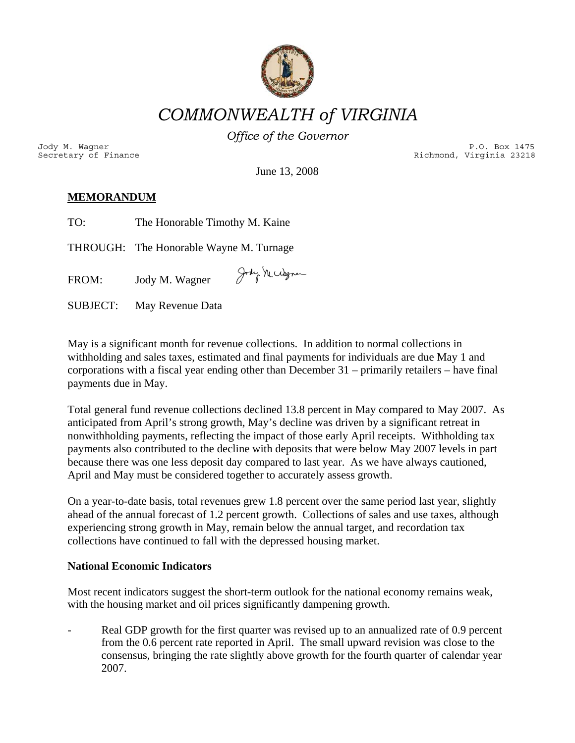# COMMONWEALTH of VIRGINIA

*Office of the Governor*

Jody M. Wagner
Secretary of Finance

P.O. Box 1475
Richmond, Virginia 23218

June 13, 2008

**MEMORANDUM**

TO: The Honorable Timothy M. Kaine

THROUGH: The Honorable Wayne M. Turnage

FROM: Jody M. Wagner

SUBJECT: May Revenue Data

May is a significant month for revenue collections. In addition to normal collections in withholding and sales taxes, estimated and final payments for individuals are due May 1 and corporations with a fiscal year ending other than December 31 – primarily retailers – have final payments due in May.

Total general fund revenue collections declined 13.8 percent in May compared to May 2007. As anticipated from April's strong growth, May's decline was driven by a significant retreat in nonwithholding payments, reflecting the impact of those early April receipts. Withholding tax payments also contributed to the decline with deposits that were below May 2007 levels in part because there was one less deposit day compared to last year. As we have always cautioned, April and May must be considered together to accurately assess growth.

On a year-to-date basis, total revenues grew 1.8 percent over the same period last year, slightly ahead of the annual forecast of 1.2 percent growth. Collections of sales and use taxes, although experiencing strong growth in May, remain below the annual target, and recordation tax collections have continued to fall with the depressed housing market.

**National Economic Indicators**

Most recent indicators suggest the short-term outlook for the national economy remains weak, with the housing market and oil prices significantly dampening growth.

- Real GDP growth for the first quarter was revised up to an annualized rate of 0.9 percent from the 0.6 percent rate reported in April. The small upward revision was close to the consensus, bringing the rate slightly above growth for the fourth quarter of calendar year 2007.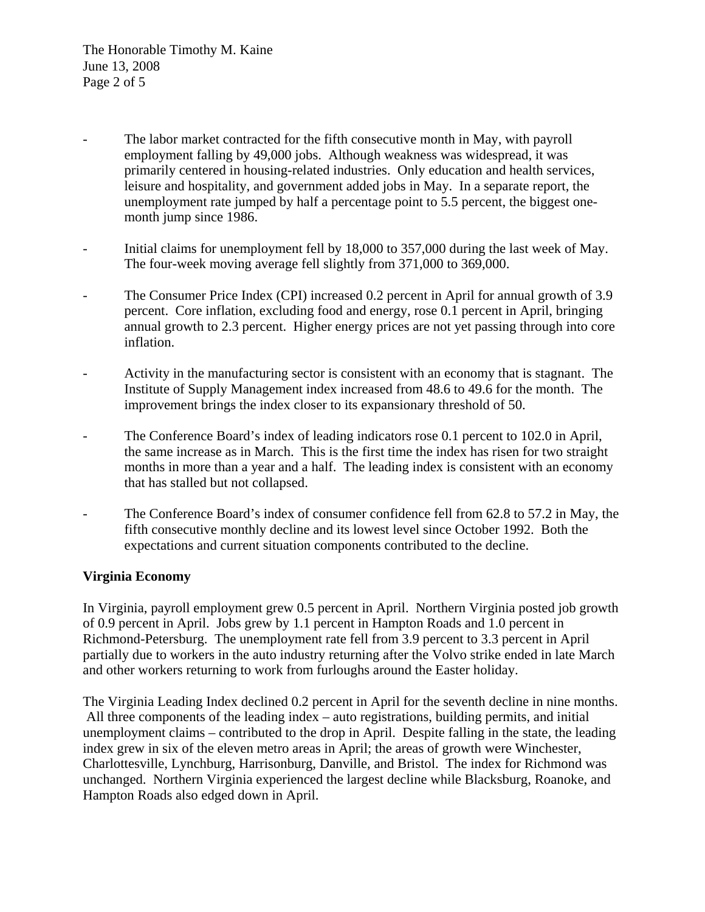- The labor market contracted for the fifth consecutive month in May, with payroll employment falling by 49,000 jobs. Although weakness was widespread, it was primarily centered in housing-related industries. Only education and health services, leisure and hospitality, and government added jobs in May. In a separate report, the unemployment rate jumped by half a percentage point to 5.5 percent, the biggest one-month jump since 1986.

- Initial claims for unemployment fell by 18,000 to 357,000 during the last week of May. The four-week moving average fell slightly from 371,000 to 369,000.

- The Consumer Price Index (CPI) increased 0.2 percent in April for annual growth of 3.9 percent. Core inflation, excluding food and energy, rose 0.1 percent in April, bringing annual growth to 2.3 percent. Higher energy prices are not yet passing through into core inflation.

- Activity in the manufacturing sector is consistent with an economy that is stagnant. The Institute of Supply Management index increased from 48.6 to 49.6 for the month. The improvement brings the index closer to its expansionary threshold of 50.

- The Conference Board's index of leading indicators rose 0.1 percent to 102.0 in April, the same increase as in March. This is the first time the index has risen for two straight months in more than a year and a half. The leading index is consistent with an economy that has stalled but not collapsed.

- The Conference Board's index of consumer confidence fell from 62.8 to 57.2 in May, the fifth consecutive monthly decline and its lowest level since October 1992. Both the expectations and current situation components contributed to the decline.

**Virginia Economy**

In Virginia, payroll employment grew 0.5 percent in April. Northern Virginia posted job growth of 0.9 percent in April. Jobs grew by 1.1 percent in Hampton Roads and 1.0 percent in Richmond-Petersburg. The unemployment rate fell from 3.9 percent to 3.3 percent in April partially due to workers in the auto industry returning after the Volvo strike ended in late March and other workers returning to work from furloughs around the Easter holiday.

The Virginia Leading Index declined 0.2 percent in April for the seventh decline in nine months. All three components of the leading index – auto registrations, building permits, and initial unemployment claims – contributed to the drop in April. Despite falling in the state, the leading index grew in six of the eleven metro areas in April; the areas of growth were Winchester, Charlottesville, Lynchburg, Harrisonburg, Danville, and Bristol. The index for Richmond was unchanged. Northern Virginia experienced the largest decline while Blacksburg, Roanoke, and Hampton Roads also edged down in April.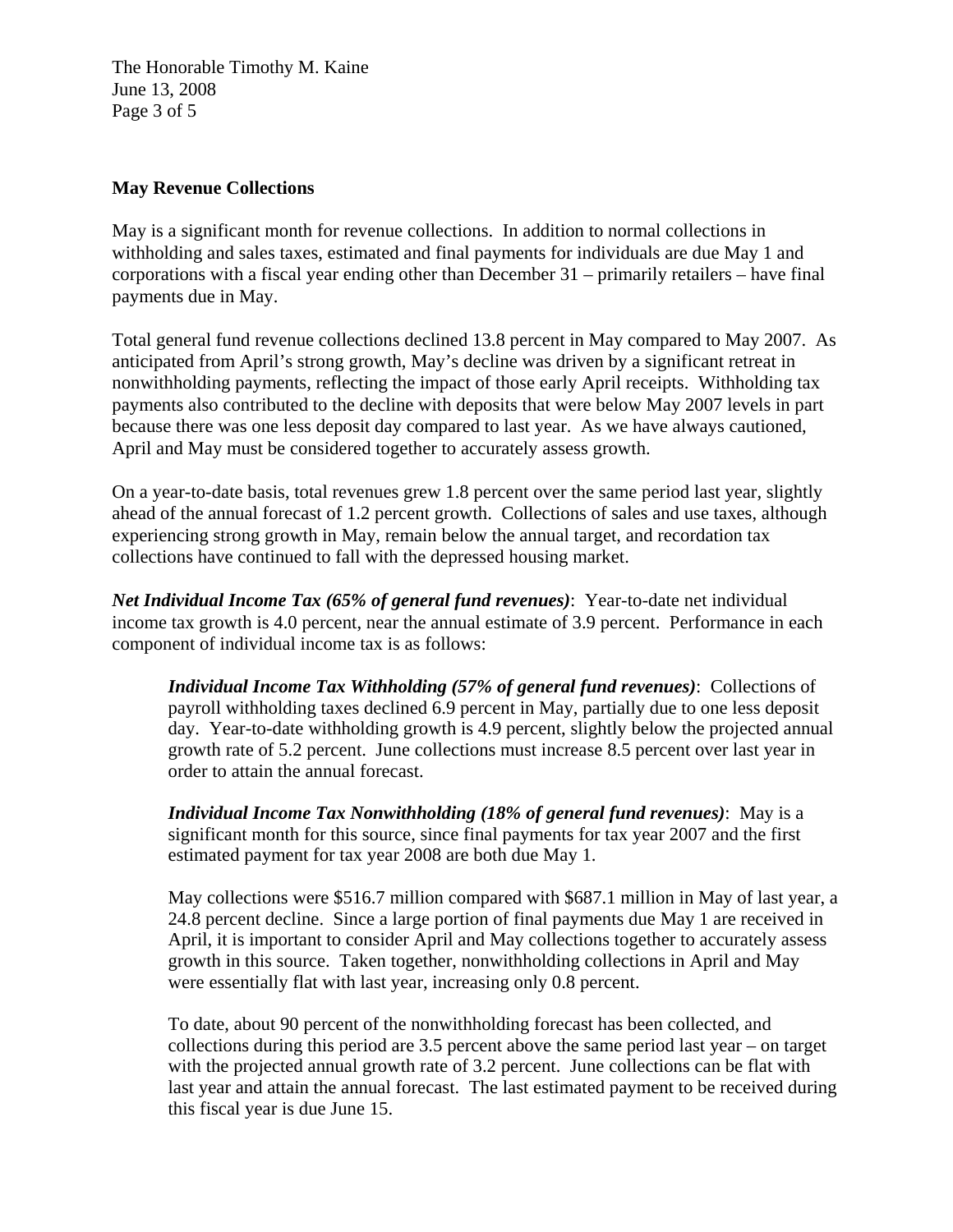## May Revenue Collections

May is a significant month for revenue collections. In addition to normal collections in withholding and sales taxes, estimated and final payments for individuals are due May 1 and corporations with a fiscal year ending other than December 31 – primarily retailers – have final payments due in May.

Total general fund revenue collections declined 13.8 percent in May compared to May 2007. As anticipated from April's strong growth, May's decline was driven by a significant retreat in nonwithholding payments, reflecting the impact of those early April receipts. Withholding tax payments also contributed to the decline with deposits that were below May 2007 levels in part because there was one less deposit day compared to last year. As we have always cautioned, April and May must be considered together to accurately assess growth.

On a year-to-date basis, total revenues grew 1.8 percent over the same period last year, slightly ahead of the annual forecast of 1.2 percent growth. Collections of sales and use taxes, although experiencing strong growth in May, remain below the annual target, and recordation tax collections have continued to fall with the depressed housing market.

***Net Individual Income Tax (65% of general fund revenues)***: Year-to-date net individual income tax growth is 4.0 percent, near the annual estimate of 3.9 percent. Performance in each component of individual income tax is as follows:

> ***Individual Income Tax Withholding (57% of general fund revenues)***: Collections of payroll withholding taxes declined 6.9 percent in May, partially due to one less deposit day. Year-to-date withholding growth is 4.9 percent, slightly below the projected annual growth rate of 5.2 percent. June collections must increase 8.5 percent over last year in order to attain the annual forecast.
>
> ***Individual Income Tax Nonwithholding (18% of general fund revenues)***: May is a significant month for this source, since final payments for tax year 2007 and the first estimated payment for tax year 2008 are both due May 1.
>
> May collections were $516.7 million compared with $687.1 million in May of last year, a 24.8 percent decline. Since a large portion of final payments due May 1 are received in April, it is important to consider April and May collections together to accurately assess growth in this source. Taken together, nonwithholding collections in April and May were essentially flat with last year, increasing only 0.8 percent.
>
> To date, about 90 percent of the nonwithholding forecast has been collected, and collections during this period are 3.5 percent above the same period last year – on target with the projected annual growth rate of 3.2 percent. June collections can be flat with last year and attain the annual forecast. The last estimated payment to be received during this fiscal year is due June 15.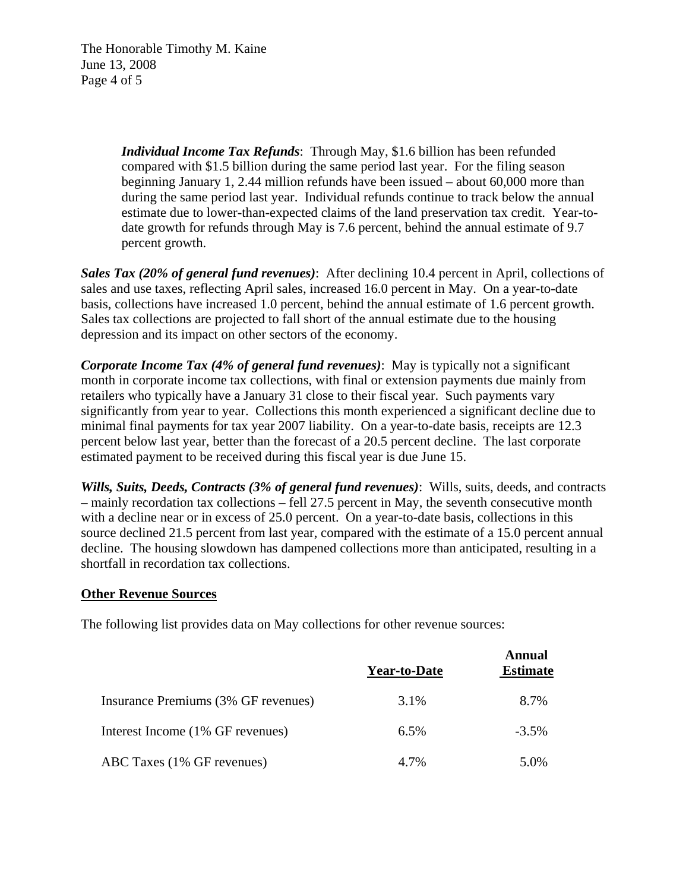***Individual Income Tax Refunds***: Through May, $1.6 billion has been refunded compared with $1.5 billion during the same period last year. For the filing season beginning January 1, 2.44 million refunds have been issued – about 60,000 more than during the same period last year. Individual refunds continue to track below the annual estimate due to lower-than-expected claims of the land preservation tax credit. Year-to-date growth for refunds through May is 7.6 percent, behind the annual estimate of 9.7 percent growth.

***Sales Tax (20% of general fund revenues)***: After declining 10.4 percent in April, collections of sales and use taxes, reflecting April sales, increased 16.0 percent in May. On a year-to-date basis, collections have increased 1.0 percent, behind the annual estimate of 1.6 percent growth. Sales tax collections are projected to fall short of the annual estimate due to the housing depression and its impact on other sectors of the economy.

***Corporate Income Tax (4% of general fund revenues)***: May is typically not a significant month in corporate income tax collections, with final or extension payments due mainly from retailers who typically have a January 31 close to their fiscal year. Such payments vary significantly from year to year. Collections this month experienced a significant decline due to minimal final payments for tax year 2007 liability. On a year-to-date basis, receipts are 12.3 percent below last year, better than the forecast of a 20.5 percent decline. The last corporate estimated payment to be received during this fiscal year is due June 15.

***Wills, Suits, Deeds, Contracts (3% of general fund revenues)***: Wills, suits, deeds, and contracts – mainly recordation tax collections – fell 27.5 percent in May, the seventh consecutive month with a decline near or in excess of 25.0 percent. On a year-to-date basis, collections in this source declined 21.5 percent from last year, compared with the estimate of a 15.0 percent annual decline. The housing slowdown has dampened collections more than anticipated, resulting in a shortfall in recordation tax collections.

**Other Revenue Sources**

The following list provides data on May collections for other revenue sources:

| | **Year-to-Date** | **Annual Estimate** |
|---|---|---|
| Insurance Premiums (3% GF revenues) | 3.1% | 8.7% |
| Interest Income (1% GF revenues) | 6.5% | -3.5% |
| ABC Taxes (1% GF revenues) | 4.7% | 5.0% |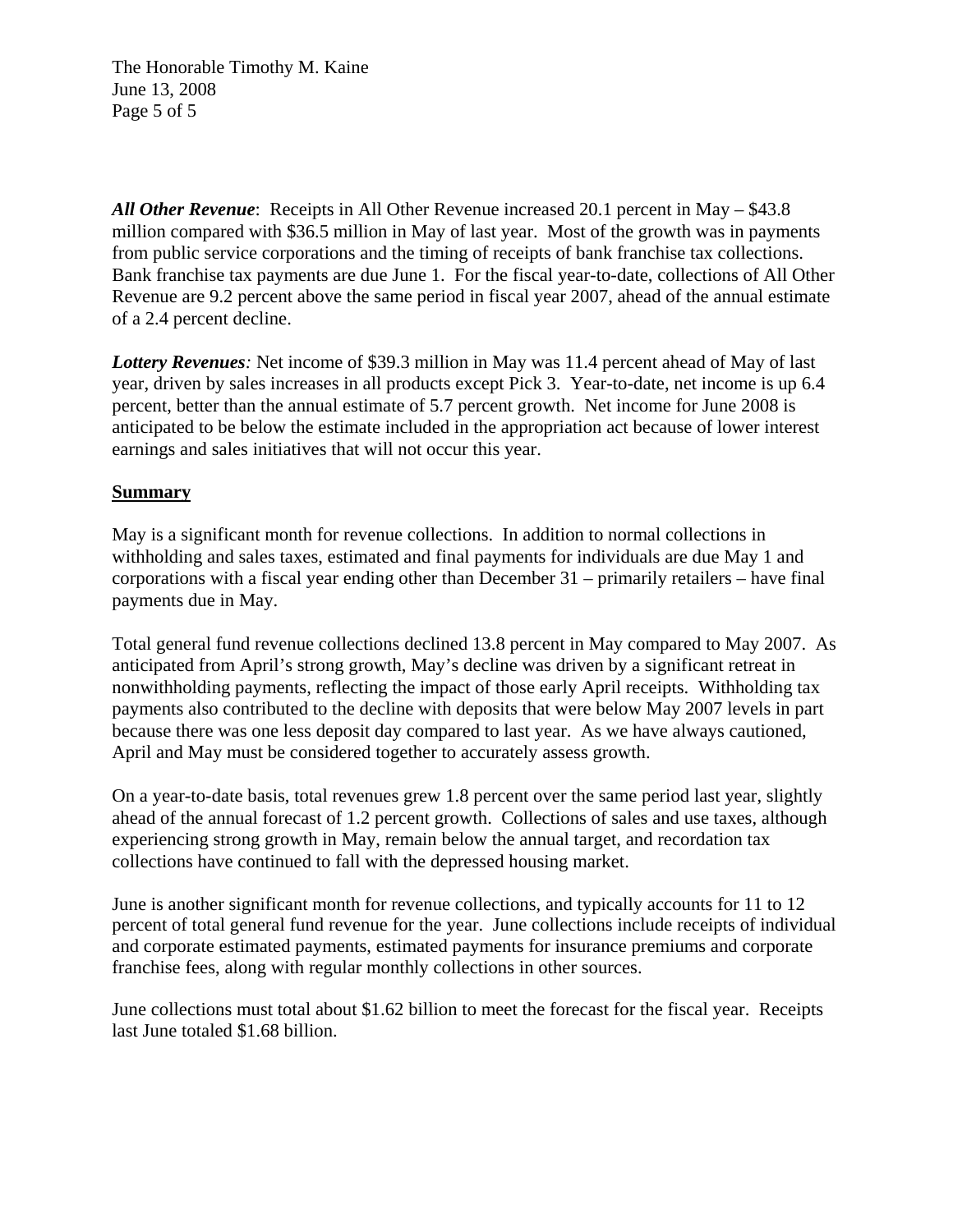***All Other Revenue***: Receipts in All Other Revenue increased 20.1 percent in May – $43.8 million compared with $36.5 million in May of last year. Most of the growth was in payments from public service corporations and the timing of receipts of bank franchise tax collections. Bank franchise tax payments are due June 1. For the fiscal year-to-date, collections of All Other Revenue are 9.2 percent above the same period in fiscal year 2007, ahead of the annual estimate of a 2.4 percent decline.

***Lottery Revenues****:* Net income of $39.3 million in May was 11.4 percent ahead of May of last year, driven by sales increases in all products except Pick 3. Year-to-date, net income is up 6.4 percent, better than the annual estimate of 5.7 percent growth. Net income for June 2008 is anticipated to be below the estimate included in the appropriation act because of lower interest earnings and sales initiatives that will not occur this year.

## Summary

May is a significant month for revenue collections. In addition to normal collections in withholding and sales taxes, estimated and final payments for individuals are due May 1 and corporations with a fiscal year ending other than December 31 – primarily retailers – have final payments due in May.

Total general fund revenue collections declined 13.8 percent in May compared to May 2007. As anticipated from April's strong growth, May's decline was driven by a significant retreat in nonwithholding payments, reflecting the impact of those early April receipts. Withholding tax payments also contributed to the decline with deposits that were below May 2007 levels in part because there was one less deposit day compared to last year. As we have always cautioned, April and May must be considered together to accurately assess growth.

On a year-to-date basis, total revenues grew 1.8 percent over the same period last year, slightly ahead of the annual forecast of 1.2 percent growth. Collections of sales and use taxes, although experiencing strong growth in May, remain below the annual target, and recordation tax collections have continued to fall with the depressed housing market.

June is another significant month for revenue collections, and typically accounts for 11 to 12 percent of total general fund revenue for the year. June collections include receipts of individual and corporate estimated payments, estimated payments for insurance premiums and corporate franchise fees, along with regular monthly collections in other sources.

June collections must total about $1.62 billion to meet the forecast for the fiscal year. Receipts last June totaled $1.68 billion.